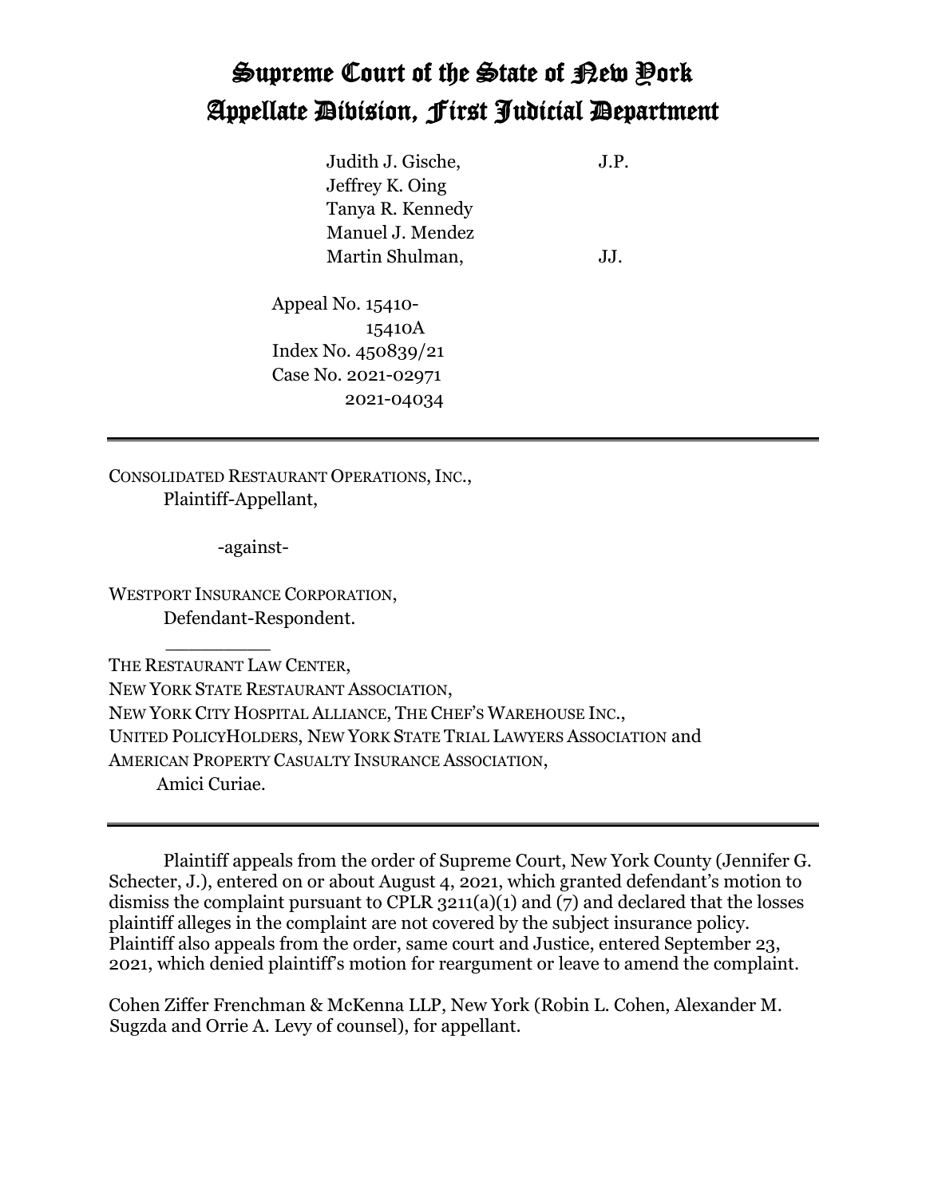# Supreme Court of the State of New York
# Appellate Division, First Judicial Department

Judith J. Gische, J.P.
Jeffrey K. Oing
Tanya R. Kennedy
Manuel J. Mendez
Martin Shulman, JJ.

Appeal No. 15410-
15410A
Index No. 450839/21
Case No. 2021-02971
2021-04034

---

CONSOLIDATED RESTAURANT OPERATIONS, INC.,
Plaintiff-Appellant,

-against-

WESTPORT INSURANCE CORPORATION,
Defendant-Respondent.

\_\_\_\_\_\_\_\_\_

THE RESTAURANT LAW CENTER,
NEW YORK STATE RESTAURANT ASSOCIATION,
NEW YORK CITY HOSPITAL ALLIANCE, THE CHEF'S WAREHOUSE INC.,
UNITED POLICYHOLDERS, NEW YORK STATE TRIAL LAWYERS ASSOCIATION and
AMERICAN PROPERTY CASUALTY INSURANCE ASSOCIATION,
Amici Curiae.

---

Plaintiff appeals from the order of Supreme Court, New York County (Jennifer G. Schecter, J.), entered on or about August 4, 2021, which granted defendant's motion to dismiss the complaint pursuant to CPLR 3211(a)(1) and (7) and declared that the losses plaintiff alleges in the complaint are not covered by the subject insurance policy. Plaintiff also appeals from the order, same court and Justice, entered September 23, 2021, which denied plaintiff's motion for reargument or leave to amend the complaint.

Cohen Ziffer Frenchman & McKenna LLP, New York (Robin L. Cohen, Alexander M. Sugzda and Orrie A. Levy of counsel), for appellant.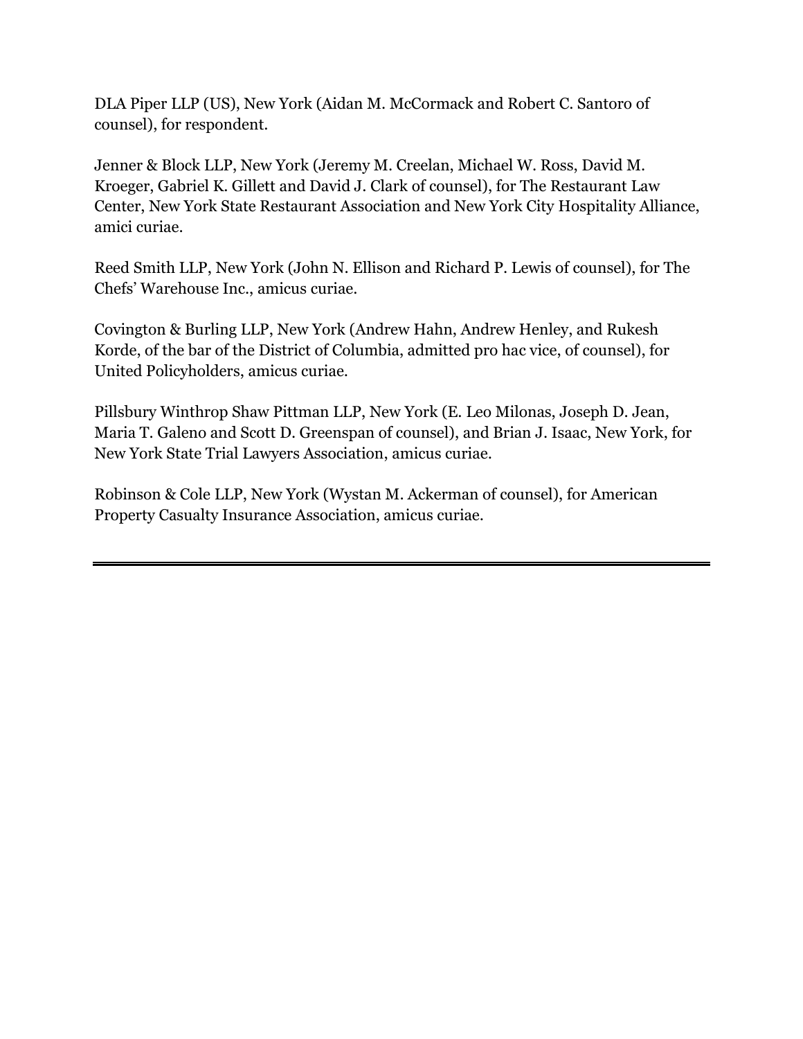DLA Piper LLP (US), New York (Aidan M. McCormack and Robert C. Santoro of counsel), for respondent.

Jenner & Block LLP, New York (Jeremy M. Creelan, Michael W. Ross, David M. Kroeger, Gabriel K. Gillett and David J. Clark of counsel), for The Restaurant Law Center, New York State Restaurant Association and New York City Hospitality Alliance, amici curiae.

Reed Smith LLP, New York (John N. Ellison and Richard P. Lewis of counsel), for The Chefs' Warehouse Inc., amicus curiae.

Covington & Burling LLP, New York (Andrew Hahn, Andrew Henley, and Rukesh Korde, of the bar of the District of Columbia, admitted pro hac vice, of counsel), for United Policyholders, amicus curiae.

Pillsbury Winthrop Shaw Pittman LLP, New York (E. Leo Milonas, Joseph D. Jean, Maria T. Galeno and Scott D. Greenspan of counsel), and Brian J. Isaac, New York, for New York State Trial Lawyers Association, amicus curiae.

Robinson & Cole LLP, New York (Wystan M. Ackerman of counsel), for American Property Casualty Insurance Association, amicus curiae.

---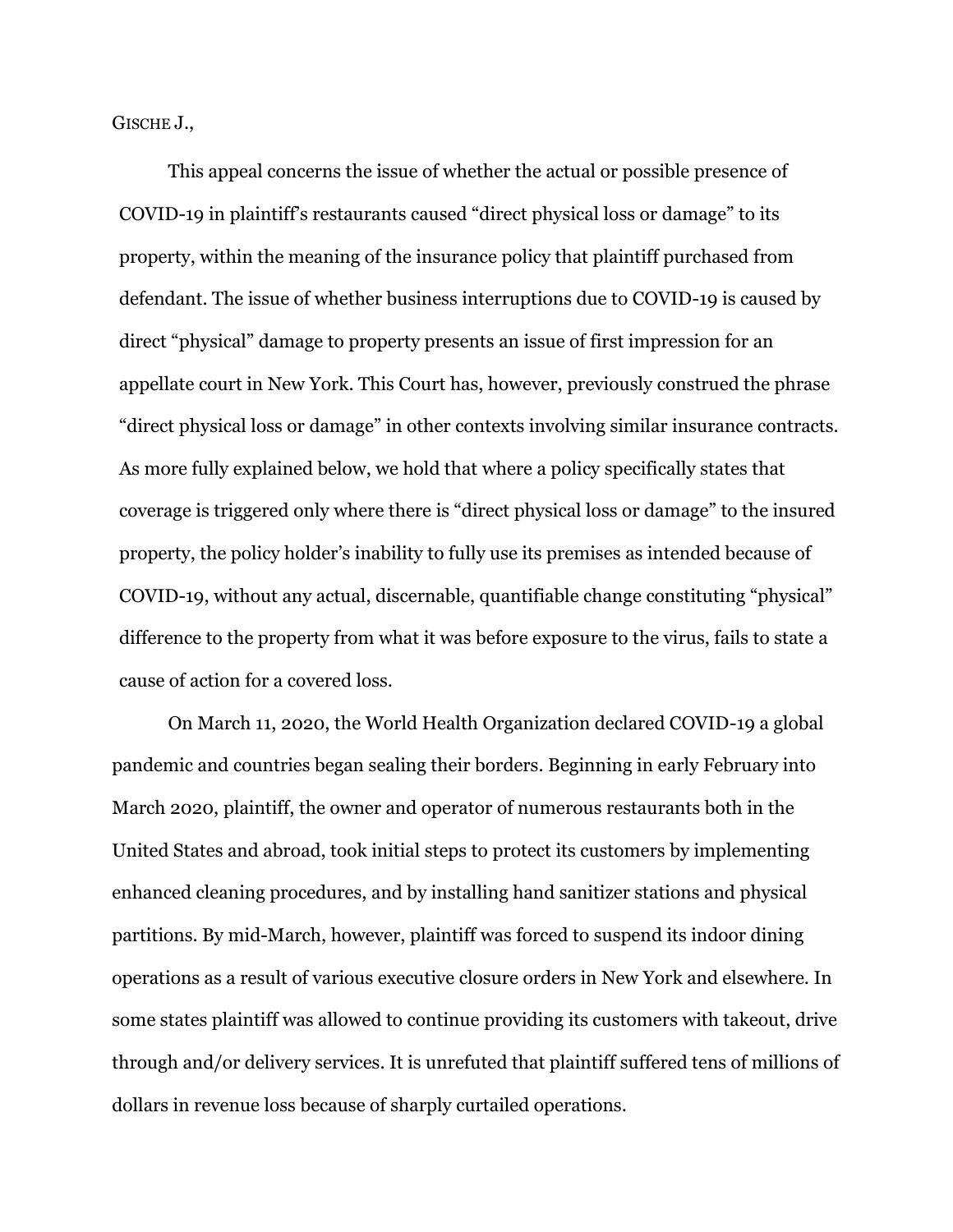GISCHE J.,

This appeal concerns the issue of whether the actual or possible presence of COVID-19 in plaintiff's restaurants caused "direct physical loss or damage" to its property, within the meaning of the insurance policy that plaintiff purchased from defendant. The issue of whether business interruptions due to COVID-19 is caused by direct "physical" damage to property presents an issue of first impression for an appellate court in New York. This Court has, however, previously construed the phrase "direct physical loss or damage" in other contexts involving similar insurance contracts. As more fully explained below, we hold that where a policy specifically states that coverage is triggered only where there is "direct physical loss or damage" to the insured property, the policy holder's inability to fully use its premises as intended because of COVID-19, without any actual, discernable, quantifiable change constituting "physical" difference to the property from what it was before exposure to the virus, fails to state a cause of action for a covered loss.

On March 11, 2020, the World Health Organization declared COVID-19 a global pandemic and countries began sealing their borders. Beginning in early February into March 2020, plaintiff, the owner and operator of numerous restaurants both in the United States and abroad, took initial steps to protect its customers by implementing enhanced cleaning procedures, and by installing hand sanitizer stations and physical partitions. By mid-March, however, plaintiff was forced to suspend its indoor dining operations as a result of various executive closure orders in New York and elsewhere. In some states plaintiff was allowed to continue providing its customers with takeout, drive through and/or delivery services. It is unrefuted that plaintiff suffered tens of millions of dollars in revenue loss because of sharply curtailed operations.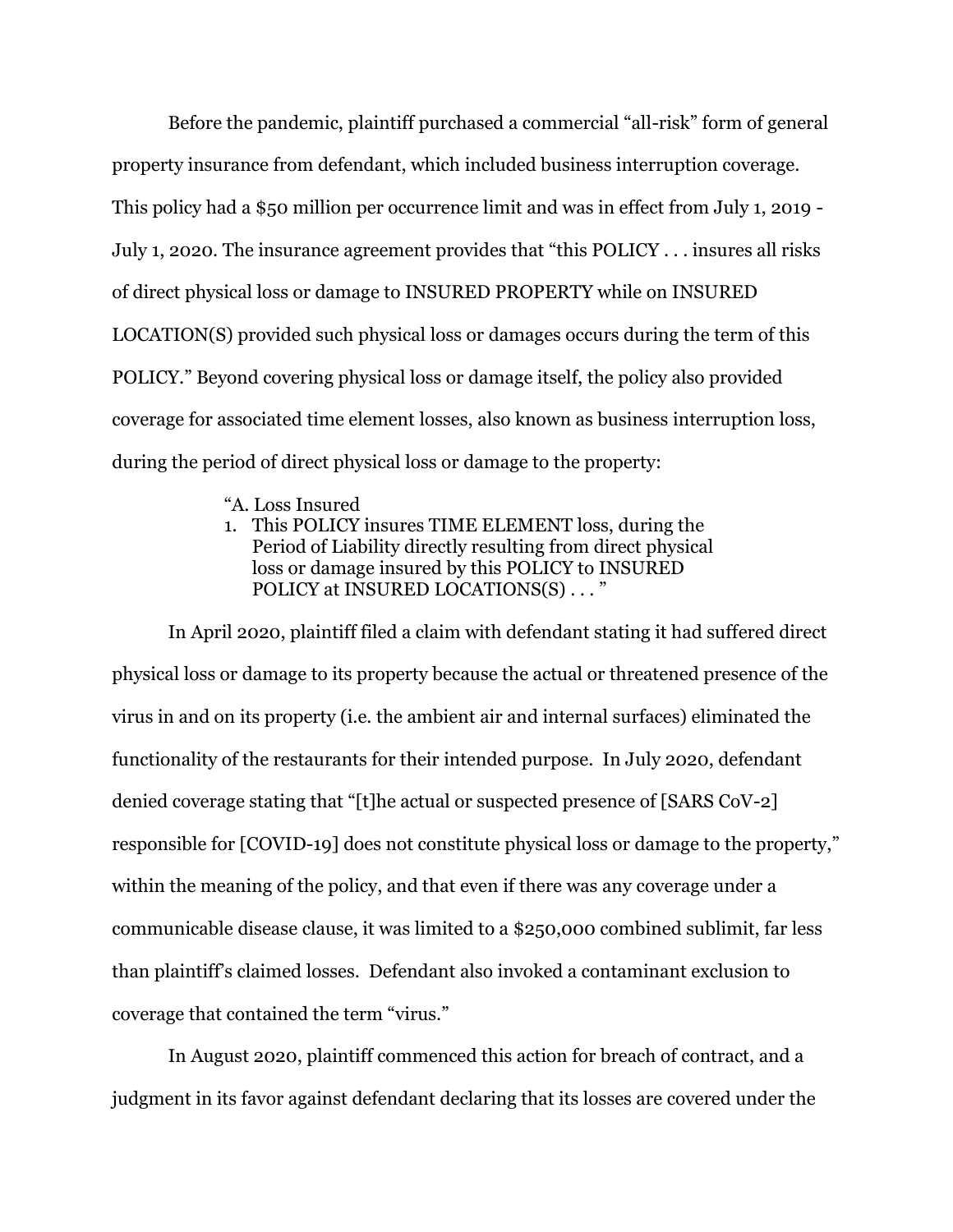Before the pandemic, plaintiff purchased a commercial "all-risk" form of general property insurance from defendant, which included business interruption coverage. This policy had a $50 million per occurrence limit and was in effect from July 1, 2019 - July 1, 2020. The insurance agreement provides that "this POLICY . . . insures all risks of direct physical loss or damage to INSURED PROPERTY while on INSURED LOCATION(S) provided such physical loss or damages occurs during the term of this POLICY." Beyond covering physical loss or damage itself, the policy also provided coverage for associated time element losses, also known as business interruption loss, during the period of direct physical loss or damage to the property:

> "A. Loss Insured
> 1. This POLICY insures TIME ELEMENT loss, during the Period of Liability directly resulting from direct physical loss or damage insured by this POLICY to INSURED POLICY at INSURED LOCATIONS(S) . . . "

In April 2020, plaintiff filed a claim with defendant stating it had suffered direct physical loss or damage to its property because the actual or threatened presence of the virus in and on its property (i.e. the ambient air and internal surfaces) eliminated the functionality of the restaurants for their intended purpose. In July 2020, defendant denied coverage stating that "[t]he actual or suspected presence of [SARS CoV-2] responsible for [COVID-19] does not constitute physical loss or damage to the property," within the meaning of the policy, and that even if there was any coverage under a communicable disease clause, it was limited to a $250,000 combined sublimit, far less than plaintiff's claimed losses. Defendant also invoked a contaminant exclusion to coverage that contained the term "virus."

In August 2020, plaintiff commenced this action for breach of contract, and a judgment in its favor against defendant declaring that its losses are covered under the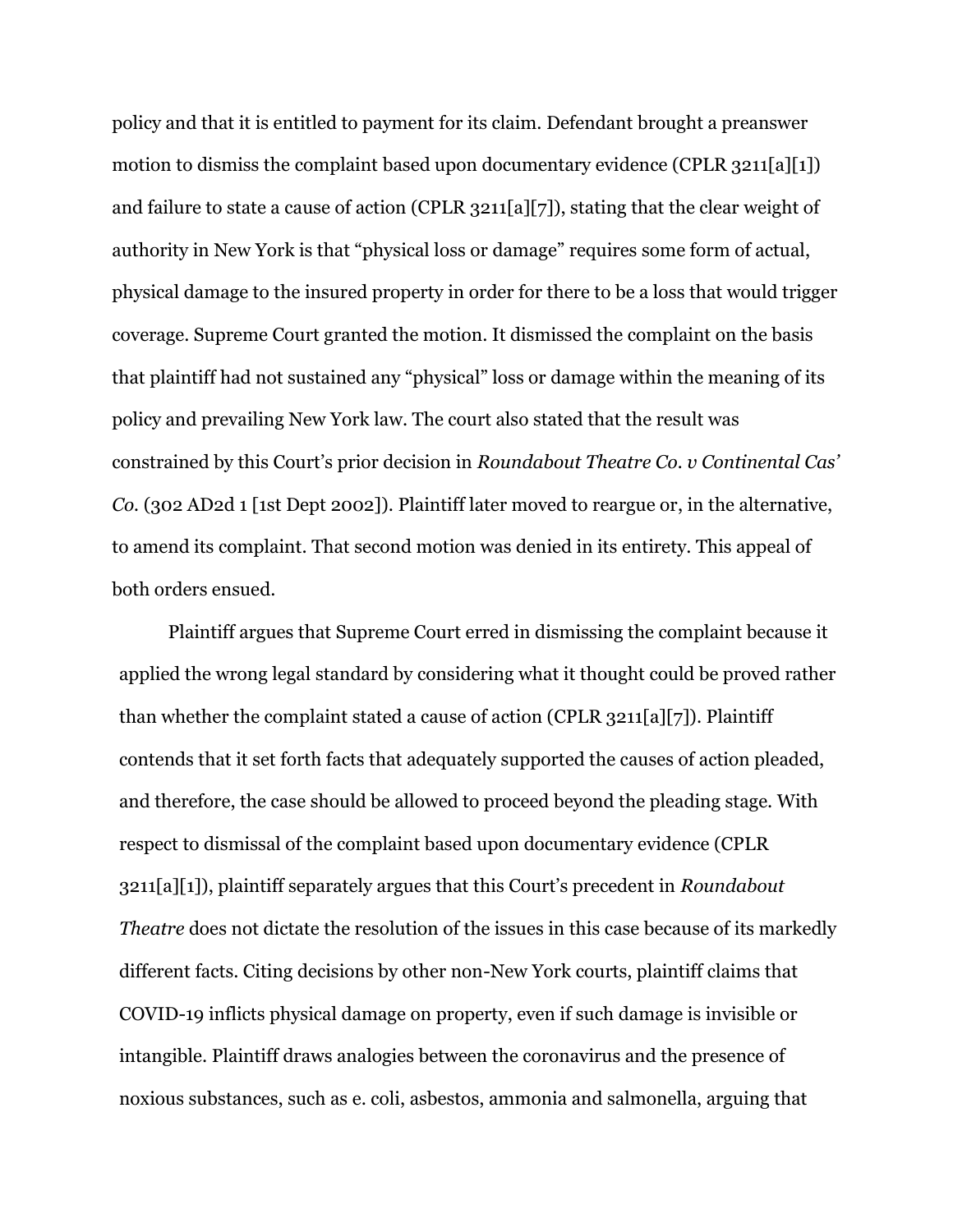policy and that it is entitled to payment for its claim. Defendant brought a preanswer motion to dismiss the complaint based upon documentary evidence (CPLR 3211[a][1]) and failure to state a cause of action (CPLR 3211[a][7]), stating that the clear weight of authority in New York is that "physical loss or damage" requires some form of actual, physical damage to the insured property in order for there to be a loss that would trigger coverage. Supreme Court granted the motion. It dismissed the complaint on the basis that plaintiff had not sustained any "physical" loss or damage within the meaning of its policy and prevailing New York law. The court also stated that the result was constrained by this Court's prior decision in *Roundabout Theatre Co. v Continental Cas' Co.* (302 AD2d 1 [1st Dept 2002]). Plaintiff later moved to reargue or, in the alternative, to amend its complaint. That second motion was denied in its entirety. This appeal of both orders ensued.

Plaintiff argues that Supreme Court erred in dismissing the complaint because it applied the wrong legal standard by considering what it thought could be proved rather than whether the complaint stated a cause of action (CPLR 3211[a][7]). Plaintiff contends that it set forth facts that adequately supported the causes of action pleaded, and therefore, the case should be allowed to proceed beyond the pleading stage. With respect to dismissal of the complaint based upon documentary evidence (CPLR 3211[a][1]), plaintiff separately argues that this Court's precedent in *Roundabout Theatre* does not dictate the resolution of the issues in this case because of its markedly different facts. Citing decisions by other non-New York courts, plaintiff claims that COVID-19 inflicts physical damage on property, even if such damage is invisible or intangible. Plaintiff draws analogies between the coronavirus and the presence of noxious substances, such as e. coli, asbestos, ammonia and salmonella, arguing that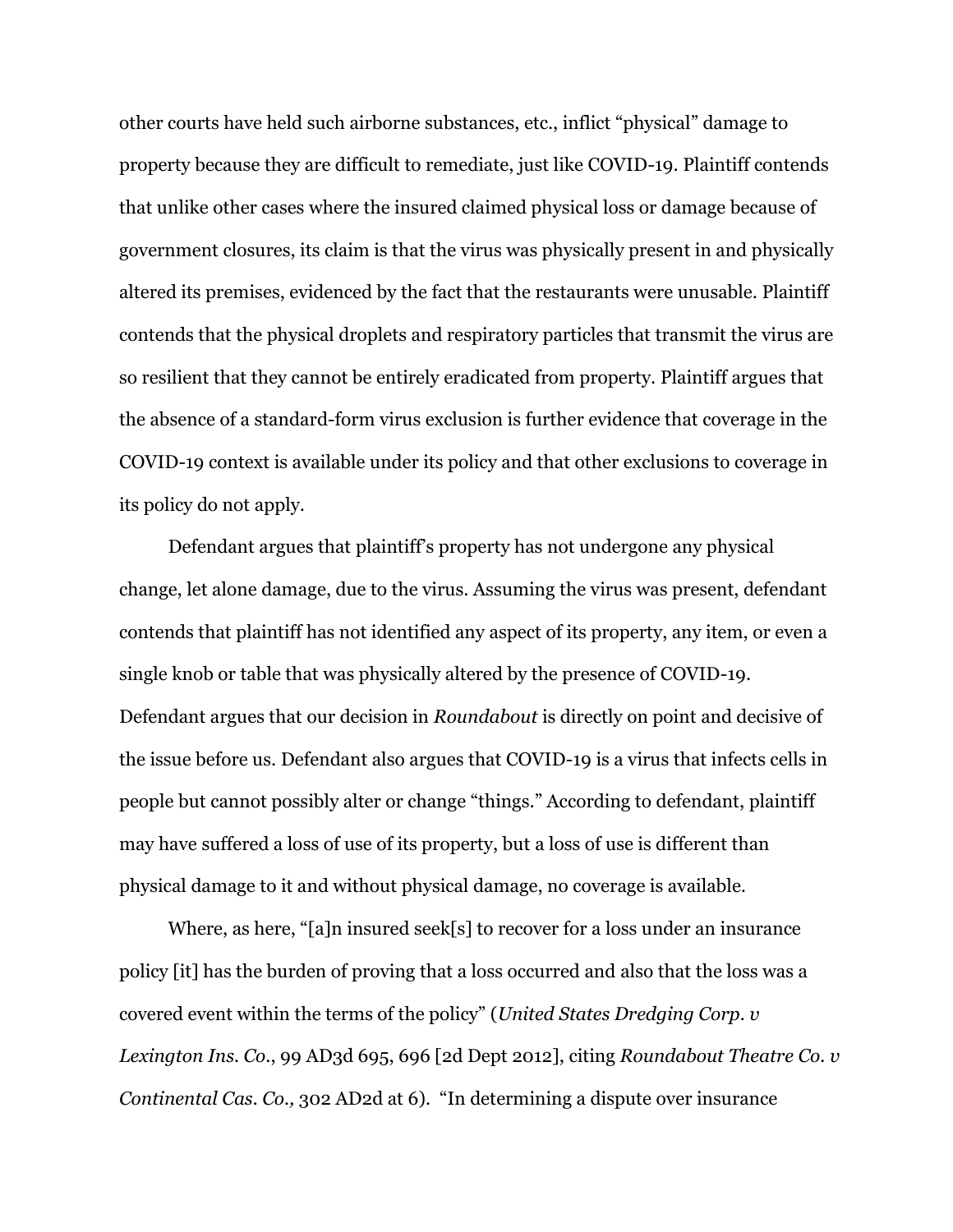other courts have held such airborne substances, etc., inflict "physical" damage to property because they are difficult to remediate, just like COVID-19. Plaintiff contends that unlike other cases where the insured claimed physical loss or damage because of government closures, its claim is that the virus was physically present in and physically altered its premises, evidenced by the fact that the restaurants were unusable. Plaintiff contends that the physical droplets and respiratory particles that transmit the virus are so resilient that they cannot be entirely eradicated from property. Plaintiff argues that the absence of a standard-form virus exclusion is further evidence that coverage in the COVID-19 context is available under its policy and that other exclusions to coverage in its policy do not apply.

Defendant argues that plaintiff's property has not undergone any physical change, let alone damage, due to the virus. Assuming the virus was present, defendant contends that plaintiff has not identified any aspect of its property, any item, or even a single knob or table that was physically altered by the presence of COVID-19. Defendant argues that our decision in *Roundabout* is directly on point and decisive of the issue before us. Defendant also argues that COVID-19 is a virus that infects cells in people but cannot possibly alter or change "things." According to defendant, plaintiff may have suffered a loss of use of its property, but a loss of use is different than physical damage to it and without physical damage, no coverage is available.

Where, as here, "[a]n insured seek[s] to recover for a loss under an insurance policy [it] has the burden of proving that a loss occurred and also that the loss was a covered event within the terms of the policy" (*United States Dredging Corp. v Lexington Ins. Co.*, 99 AD3d 695, 696 [2d Dept 2012], citing *Roundabout Theatre Co. v Continental Cas. Co.,* 302 AD2d at 6). "In determining a dispute over insurance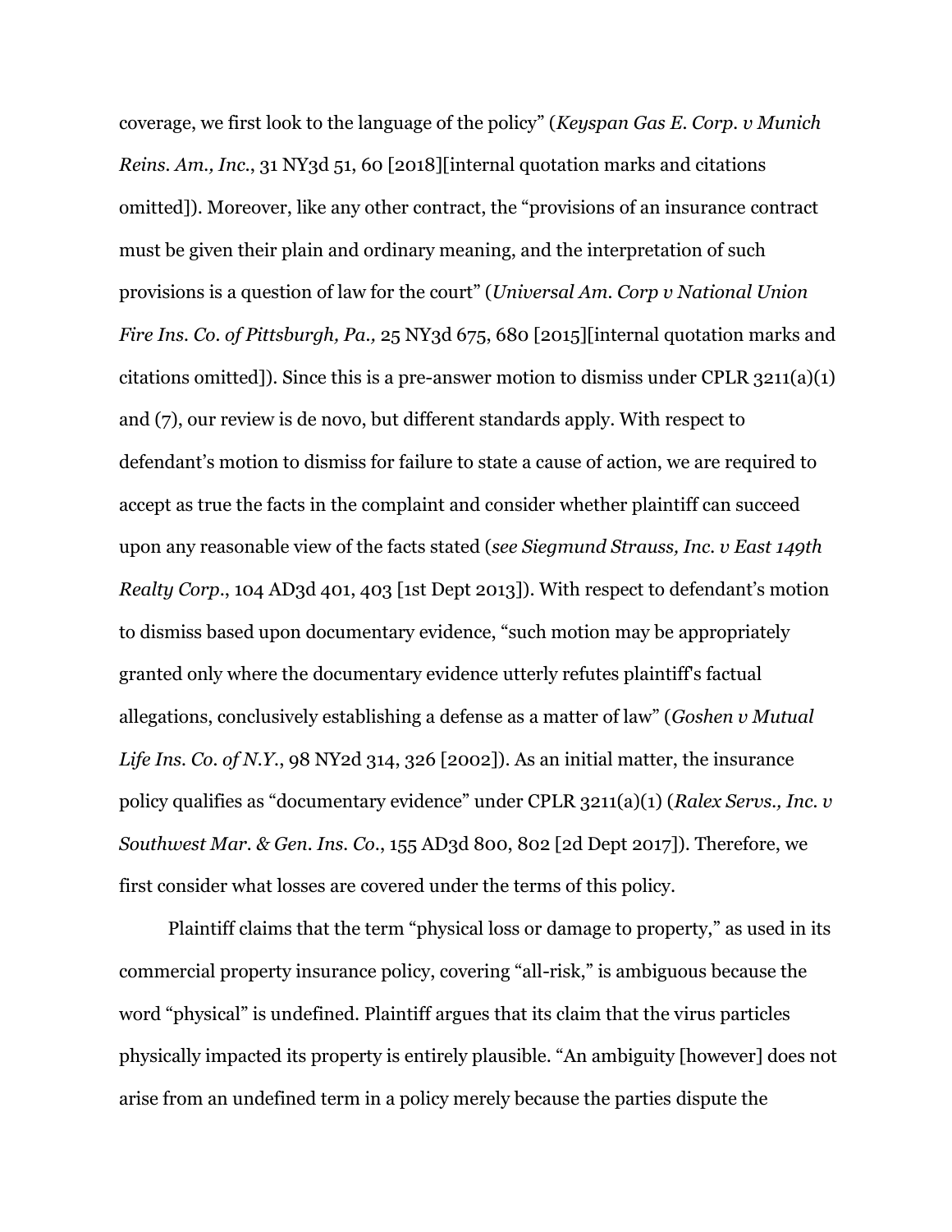coverage, we first look to the language of the policy" (*Keyspan Gas E. Corp. v Munich Reins. Am., Inc.*, 31 NY3d 51, 60 [2018][internal quotation marks and citations omitted]). Moreover, like any other contract, the "provisions of an insurance contract must be given their plain and ordinary meaning, and the interpretation of such provisions is a question of law for the court" (*Universal Am. Corp v National Union Fire Ins. Co. of Pittsburgh, Pa.,* 25 NY3d 675, 680 [2015][internal quotation marks and citations omitted]). Since this is a pre-answer motion to dismiss under CPLR 3211(a)(1) and (7), our review is de novo, but different standards apply. With respect to defendant's motion to dismiss for failure to state a cause of action, we are required to accept as true the facts in the complaint and consider whether plaintiff can succeed upon any reasonable view of the facts stated (*see Siegmund Strauss, Inc. v East 149th Realty Corp.*, 104 AD3d 401, 403 [1st Dept 2013]). With respect to defendant's motion to dismiss based upon documentary evidence, "such motion may be appropriately granted only where the documentary evidence utterly refutes plaintiff's factual allegations, conclusively establishing a defense as a matter of law" (*Goshen v Mutual Life Ins. Co. of N.Y.*, 98 NY2d 314, 326 [2002]). As an initial matter, the insurance policy qualifies as "documentary evidence" under CPLR 3211(a)(1) (*Ralex Servs., Inc. v Southwest Mar. & Gen. Ins. Co.*, 155 AD3d 800, 802 [2d Dept 2017]). Therefore, we first consider what losses are covered under the terms of this policy.

Plaintiff claims that the term "physical loss or damage to property," as used in its commercial property insurance policy, covering "all-risk," is ambiguous because the word "physical" is undefined. Plaintiff argues that its claim that the virus particles physically impacted its property is entirely plausible. "An ambiguity [however] does not arise from an undefined term in a policy merely because the parties dispute the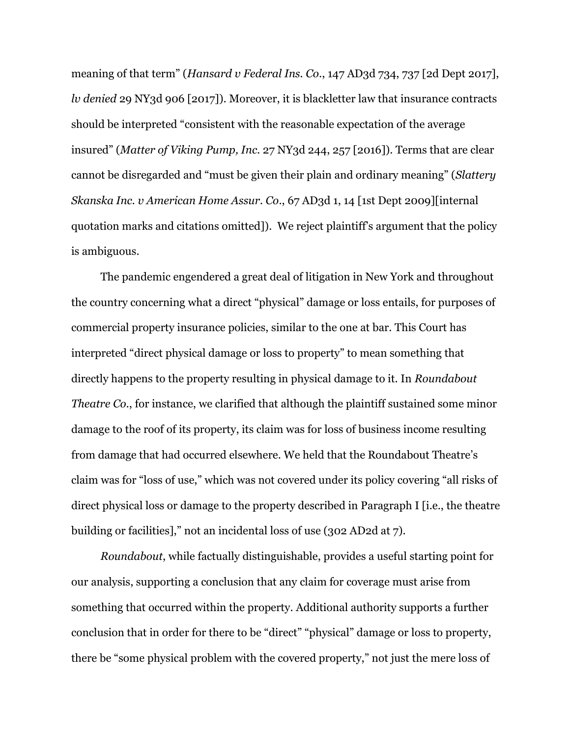meaning of that term" (*Hansard v Federal Ins. Co.*, 147 AD3d 734, 737 [2d Dept 2017], *lv denied* 29 NY3d 906 [2017]). Moreover, it is blackletter law that insurance contracts should be interpreted "consistent with the reasonable expectation of the average insured" (*Matter of Viking Pump, Inc.* 27 NY3d 244, 257 [2016]). Terms that are clear cannot be disregarded and "must be given their plain and ordinary meaning" (*Slattery Skanska Inc. v American Home Assur. Co.*, 67 AD3d 1, 14 [1st Dept 2009][internal quotation marks and citations omitted]). We reject plaintiff's argument that the policy is ambiguous.

The pandemic engendered a great deal of litigation in New York and throughout the country concerning what a direct "physical" damage or loss entails, for purposes of commercial property insurance policies, similar to the one at bar. This Court has interpreted "direct physical damage or loss to property" to mean something that directly happens to the property resulting in physical damage to it. In *Roundabout Theatre Co.*, for instance, we clarified that although the plaintiff sustained some minor damage to the roof of its property, its claim was for loss of business income resulting from damage that had occurred elsewhere. We held that the Roundabout Theatre's claim was for "loss of use," which was not covered under its policy covering "all risks of direct physical loss or damage to the property described in Paragraph I [i.e., the theatre building or facilities]," not an incidental loss of use (302 AD2d at 7).

*Roundabout*, while factually distinguishable, provides a useful starting point for our analysis, supporting a conclusion that any claim for coverage must arise from something that occurred within the property. Additional authority supports a further conclusion that in order for there to be "direct" "physical" damage or loss to property, there be "some physical problem with the covered property," not just the mere loss of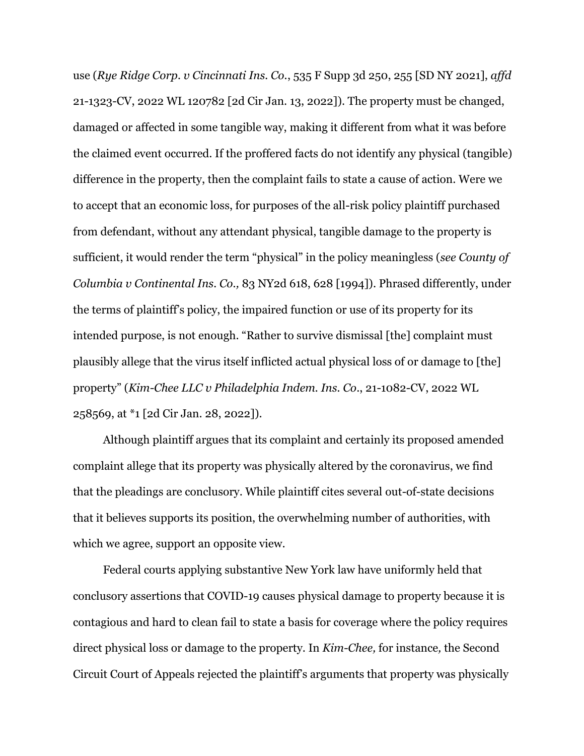use (*Rye Ridge Corp. v Cincinnati Ins. Co.*, 535 F Supp 3d 250, 255 [SD NY 2021], *affd* 21-1323-CV, 2022 WL 120782 [2d Cir Jan. 13, 2022]). The property must be changed, damaged or affected in some tangible way, making it different from what it was before the claimed event occurred. If the proffered facts do not identify any physical (tangible) difference in the property, then the complaint fails to state a cause of action. Were we to accept that an economic loss, for purposes of the all-risk policy plaintiff purchased from defendant, without any attendant physical, tangible damage to the property is sufficient, it would render the term "physical" in the policy meaningless (*see County of Columbia v Continental Ins. Co.,* 83 NY2d 618, 628 [1994]). Phrased differently, under the terms of plaintiff's policy, the impaired function or use of its property for its intended purpose, is not enough. "Rather to survive dismissal [the] complaint must plausibly allege that the virus itself inflicted actual physical loss of or damage to [the] property" (*Kim-Chee LLC v Philadelphia Indem. Ins. Co*., 21-1082-CV, 2022 WL 258569, at *1 [2d Cir Jan. 28, 2022]).

Although plaintiff argues that its complaint and certainly its proposed amended complaint allege that its property was physically altered by the coronavirus, we find that the pleadings are conclusory. While plaintiff cites several out-of-state decisions that it believes supports its position, the overwhelming number of authorities, with which we agree, support an opposite view.

Federal courts applying substantive New York law have uniformly held that conclusory assertions that COVID-19 causes physical damage to property because it is contagious and hard to clean fail to state a basis for coverage where the policy requires direct physical loss or damage to the property. In *Kim-Chee,* for instance*,* the Second Circuit Court of Appeals rejected the plaintiff's arguments that property was physically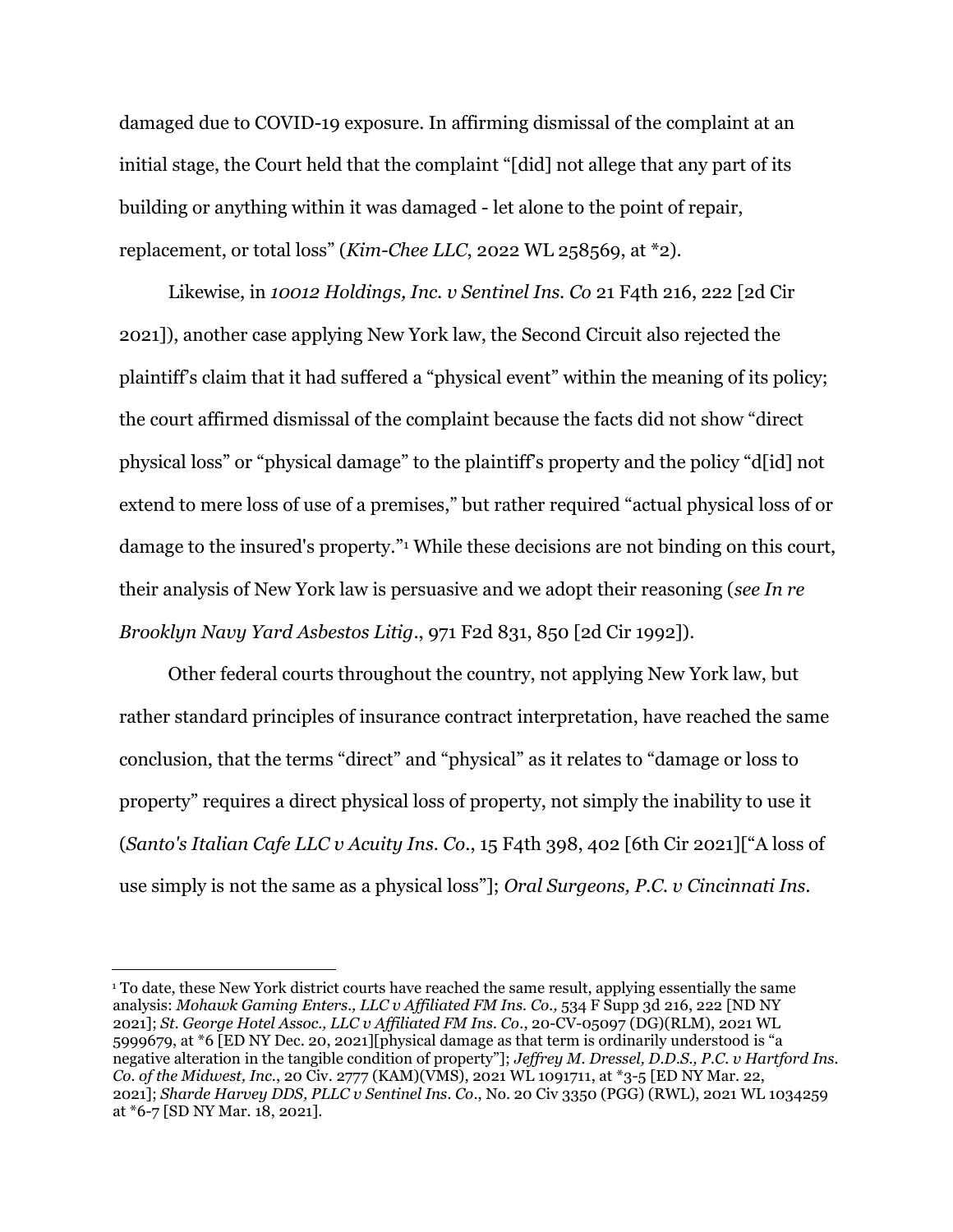damaged due to COVID-19 exposure. In affirming dismissal of the complaint at an initial stage, the Court held that the complaint "[did] not allege that any part of its building or anything within it was damaged - let alone to the point of repair, replacement, or total loss" (*Kim-Chee LLC*, 2022 WL 258569, at *2).

Likewise, in *10012 Holdings, Inc. v Sentinel Ins. Co* 21 F4th 216, 222 [2d Cir 2021]), another case applying New York law, the Second Circuit also rejected the plaintiff's claim that it had suffered a "physical event" within the meaning of its policy; the court affirmed dismissal of the complaint because the facts did not show "direct physical loss" or "physical damage" to the plaintiff's property and the policy "d[id] not extend to mere loss of use of a premises," but rather required "actual physical loss of or damage to the insured's property."[1] While these decisions are not binding on this court, their analysis of New York law is persuasive and we adopt their reasoning (*see In re Brooklyn Navy Yard Asbestos Litig*., 971 F2d 831, 850 [2d Cir 1992]).

Other federal courts throughout the country, not applying New York law, but rather standard principles of insurance contract interpretation, have reached the same conclusion, that the terms "direct" and "physical" as it relates to "damage or loss to property" requires a direct physical loss of property, not simply the inability to use it (*Santo's Italian Cafe LLC v Acuity Ins. Co*., 15 F4th 398, 402 [6th Cir 2021]["A loss of use simply is not the same as a physical loss"]; *Oral Surgeons, P.C. v Cincinnati Ins.*

---

[1] To date, these New York district courts have reached the same result, applying essentially the same analysis: *Mohawk Gaming Enters., LLC v Affiliated FM Ins. Co.,* 534 F Supp 3d 216, 222 [ND NY 2021]; *St. George Hotel Assoc., LLC v Affiliated FM Ins. Co*., 20-CV-05097 (DG)(RLM), 2021 WL 5999679, at *6 [ED NY Dec. 20, 2021][physical damage as that term is ordinarily understood is "a negative alteration in the tangible condition of property"]; *Jeffrey M. Dressel, D.D.S., P.C. v Hartford Ins. Co. of the Midwest, Inc*., 20 Civ. 2777 (KAM)(VMS), 2021 WL 1091711, at *3-5 [ED NY Mar. 22, 2021]; *Sharde Harvey DDS, PLLC v Sentinel Ins. Co*., No. 20 Civ 3350 (PGG) (RWL), 2021 WL 1034259 at *6-7 [SD NY Mar. 18, 2021].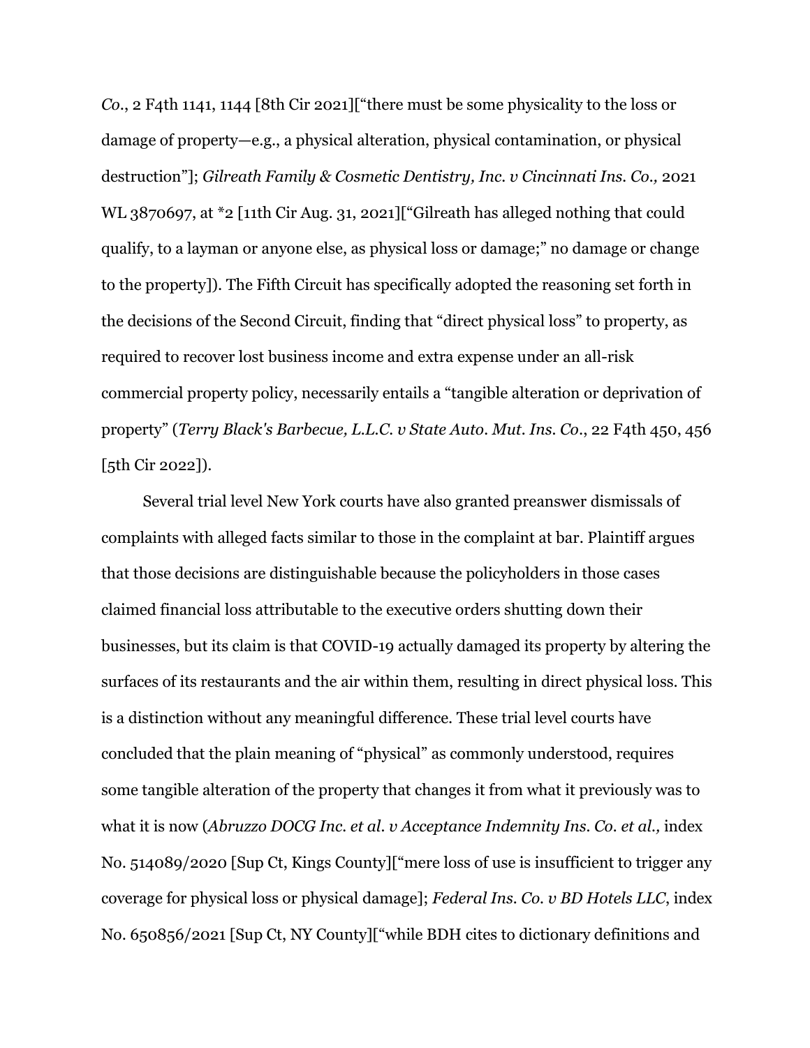*Co.*, 2 F4th 1141, 1144 [8th Cir 2021]["there must be some physicality to the loss or damage of property—e.g., a physical alteration, physical contamination, or physical destruction"]; *Gilreath Family & Cosmetic Dentistry, Inc. v Cincinnati Ins. Co.,* 2021 WL 3870697, at *2 [11th Cir Aug. 31, 2021]["Gilreath has alleged nothing that could qualify, to a layman or anyone else, as physical loss or damage;" no damage or change to the property]). The Fifth Circuit has specifically adopted the reasoning set forth in the decisions of the Second Circuit, finding that "direct physical loss" to property, as required to recover lost business income and extra expense under an all-risk commercial property policy, necessarily entails a "tangible alteration or deprivation of property" (*Terry Black's Barbecue, L.L.C. v State Auto. Mut. Ins. Co.*, 22 F4th 450, 456 [5th Cir 2022]).

Several trial level New York courts have also granted preanswer dismissals of complaints with alleged facts similar to those in the complaint at bar. Plaintiff argues that those decisions are distinguishable because the policyholders in those cases claimed financial loss attributable to the executive orders shutting down their businesses, but its claim is that COVID-19 actually damaged its property by altering the surfaces of its restaurants and the air within them, resulting in direct physical loss. This is a distinction without any meaningful difference. These trial level courts have concluded that the plain meaning of "physical" as commonly understood, requires some tangible alteration of the property that changes it from what it previously was to what it is now (*Abruzzo DOCG Inc. et al. v Acceptance Indemnity Ins. Co. et al.,* index No. 514089/2020 [Sup Ct, Kings County]["mere loss of use is insufficient to trigger any coverage for physical loss or physical damage]; *Federal Ins. Co. v BD Hotels LLC*, index No. 650856/2021 [Sup Ct, NY County]["while BDH cites to dictionary definitions and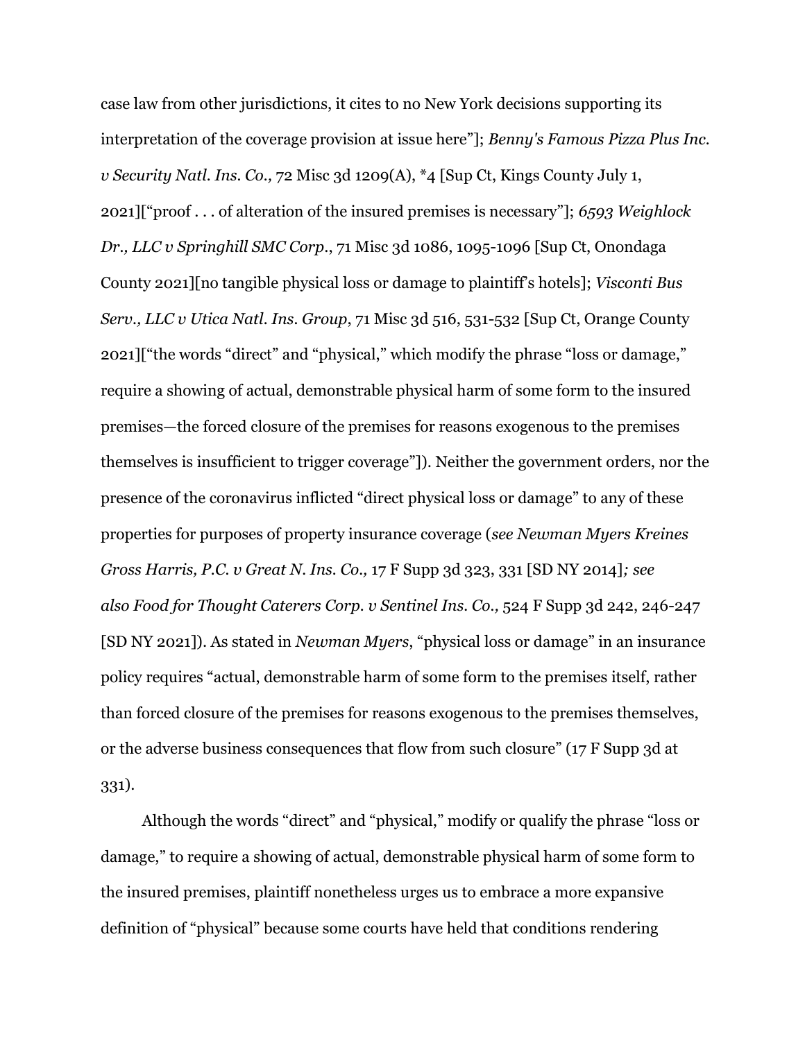case law from other jurisdictions, it cites to no New York decisions supporting its interpretation of the coverage provision at issue here"]; *Benny's Famous Pizza Plus Inc. v Security Natl. Ins. Co.,* 72 Misc 3d 1209(A), *4 [Sup Ct, Kings County July 1, 2021]["proof . . . of alteration of the insured premises is necessary"]; *6593 Weighlock Dr., LLC v Springhill SMC Corp.*, 71 Misc 3d 1086, 1095-1096 [Sup Ct, Onondaga County 2021][no tangible physical loss or damage to plaintiff's hotels]; *Visconti Bus Serv., LLC v Utica Natl. Ins. Group*, 71 Misc 3d 516, 531-532 [Sup Ct, Orange County 2021]["the words "direct" and "physical," which modify the phrase "loss or damage," require a showing of actual, demonstrable physical harm of some form to the insured premises—the forced closure of the premises for reasons exogenous to the premises themselves is insufficient to trigger coverage"]). Neither the government orders, nor the presence of the coronavirus inflicted "direct physical loss or damage" to any of these properties for purposes of property insurance coverage (*see Newman Myers Kreines Gross Harris, P.C. v Great N. Ins. Co.,* 17 F Supp 3d 323, 331 [SD NY 2014]*; see also Food for Thought Caterers Corp. v Sentinel Ins. Co.,* 524 F Supp 3d 242, 246-247 [SD NY 2021]). As stated in *Newman Myers*, "physical loss or damage" in an insurance policy requires "actual, demonstrable harm of some form to the premises itself, rather than forced closure of the premises for reasons exogenous to the premises themselves, or the adverse business consequences that flow from such closure" (17 F Supp 3d at 331).

Although the words "direct" and "physical," modify or qualify the phrase "loss or damage," to require a showing of actual, demonstrable physical harm of some form to the insured premises, plaintiff nonetheless urges us to embrace a more expansive definition of "physical" because some courts have held that conditions rendering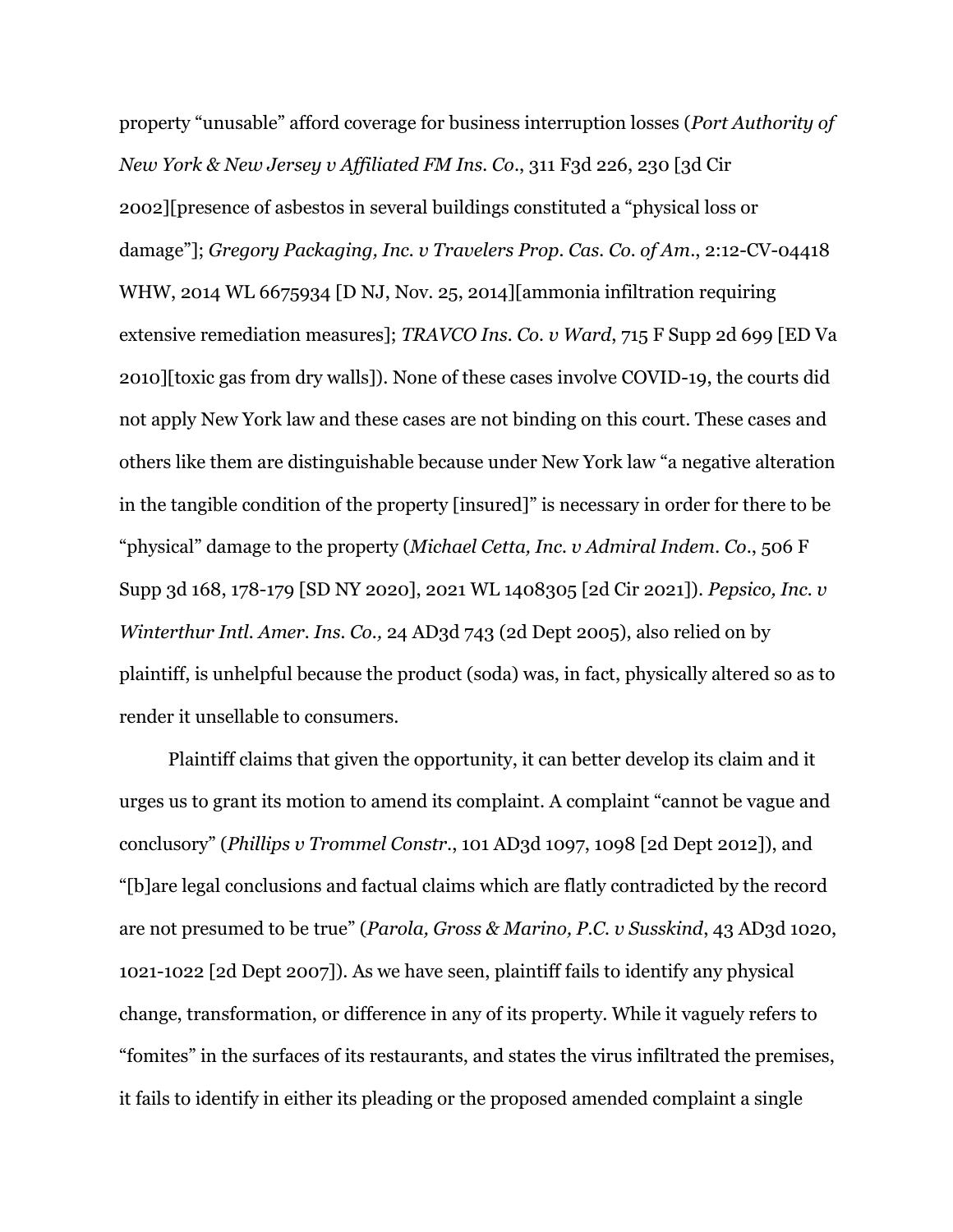property "unusable" afford coverage for business interruption losses (*Port Authority of New York & New Jersey v Affiliated FM Ins. Co*., 311 F3d 226, 230 [3d Cir 2002][presence of asbestos in several buildings constituted a "physical loss or damage"]; *Gregory Packaging, Inc. v Travelers Prop. Cas. Co. of Am*., 2:12-CV-04418 WHW, 2014 WL 6675934 [D NJ, Nov. 25, 2014][ammonia infiltration requiring extensive remediation measures]; *TRAVCO Ins. Co. v Ward*, 715 F Supp 2d 699 [ED Va 2010][toxic gas from dry walls]). None of these cases involve COVID-19, the courts did not apply New York law and these cases are not binding on this court. These cases and others like them are distinguishable because under New York law "a negative alteration in the tangible condition of the property [insured]" is necessary in order for there to be "physical" damage to the property (*Michael Cetta, Inc. v Admiral Indem. Co*., 506 F Supp 3d 168, 178-179 [SD NY 2020], 2021 WL 1408305 [2d Cir 2021]). *Pepsico, Inc. v Winterthur Intl. Amer. Ins. Co.,* 24 AD3d 743 (2d Dept 2005), also relied on by plaintiff, is unhelpful because the product (soda) was, in fact, physically altered so as to render it unsellable to consumers.

Plaintiff claims that given the opportunity, it can better develop its claim and it urges us to grant its motion to amend its complaint. A complaint "cannot be vague and conclusory" (*Phillips v Trommel Constr*., 101 AD3d 1097, 1098 [2d Dept 2012]), and "[b]are legal conclusions and factual claims which are flatly contradicted by the record are not presumed to be true" (*Parola, Gross & Marino, P.C. v Susskind*, 43 AD3d 1020, 1021-1022 [2d Dept 2007]). As we have seen, plaintiff fails to identify any physical change, transformation, or difference in any of its property. While it vaguely refers to "fomites" in the surfaces of its restaurants, and states the virus infiltrated the premises, it fails to identify in either its pleading or the proposed amended complaint a single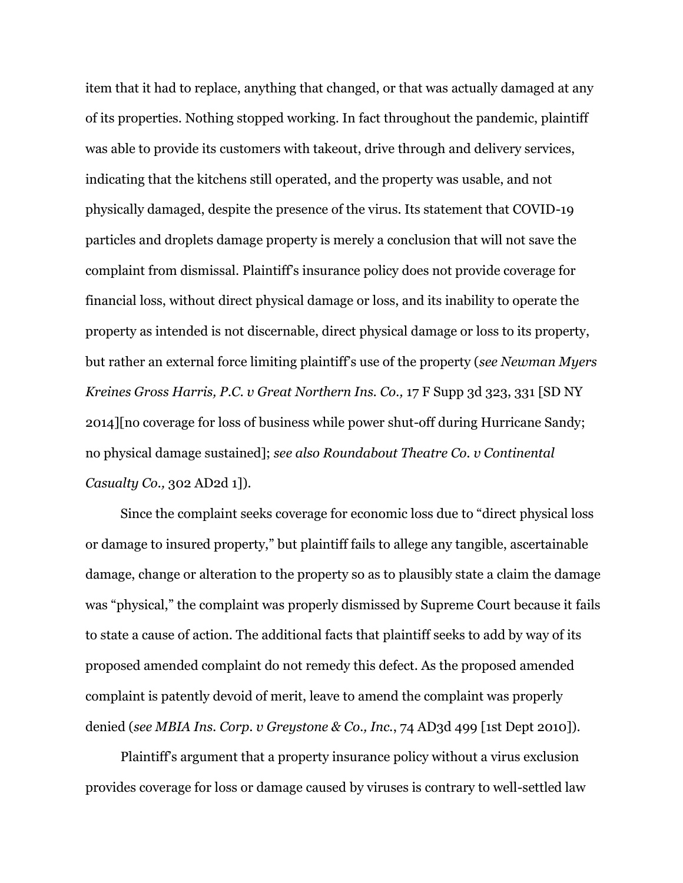item that it had to replace, anything that changed, or that was actually damaged at any of its properties. Nothing stopped working. In fact throughout the pandemic, plaintiff was able to provide its customers with takeout, drive through and delivery services, indicating that the kitchens still operated, and the property was usable, and not physically damaged, despite the presence of the virus. Its statement that COVID-19 particles and droplets damage property is merely a conclusion that will not save the complaint from dismissal. Plaintiff's insurance policy does not provide coverage for financial loss, without direct physical damage or loss, and its inability to operate the property as intended is not discernable, direct physical damage or loss to its property, but rather an external force limiting plaintiff's use of the property (*see Newman Myers Kreines Gross Harris, P.C. v Great Northern Ins. Co.,* 17 F Supp 3d 323, 331 [SD NY 2014][no coverage for loss of business while power shut-off during Hurricane Sandy; no physical damage sustained]; *see also Roundabout Theatre Co. v Continental Casualty Co.,* 302 AD2d 1]).

Since the complaint seeks coverage for economic loss due to "direct physical loss or damage to insured property," but plaintiff fails to allege any tangible, ascertainable damage, change or alteration to the property so as to plausibly state a claim the damage was "physical," the complaint was properly dismissed by Supreme Court because it fails to state a cause of action. The additional facts that plaintiff seeks to add by way of its proposed amended complaint do not remedy this defect. As the proposed amended complaint is patently devoid of merit, leave to amend the complaint was properly denied (*see MBIA Ins. Corp. v Greystone & Co., Inc.*, 74 AD3d 499 [1st Dept 2010]).

Plaintiff's argument that a property insurance policy without a virus exclusion provides coverage for loss or damage caused by viruses is contrary to well-settled law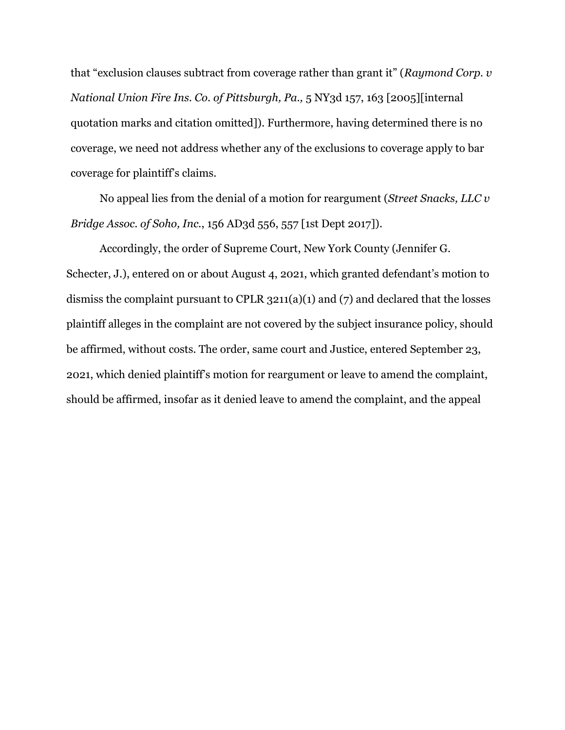that "exclusion clauses subtract from coverage rather than grant it" (*Raymond Corp. v National Union Fire Ins. Co. of Pittsburgh, Pa.,* 5 NY3d 157, 163 [2005][internal quotation marks and citation omitted]). Furthermore, having determined there is no coverage, we need not address whether any of the exclusions to coverage apply to bar coverage for plaintiff's claims.

No appeal lies from the denial of a motion for reargument (*Street Snacks, LLC v Bridge Assoc. of Soho, Inc.*, 156 AD3d 556, 557 [1st Dept 2017]).

Accordingly, the order of Supreme Court, New York County (Jennifer G. Schecter, J.), entered on or about August 4, 2021, which granted defendant's motion to dismiss the complaint pursuant to CPLR 3211(a)(1) and (7) and declared that the losses plaintiff alleges in the complaint are not covered by the subject insurance policy, should be affirmed, without costs. The order, same court and Justice, entered September 23, 2021, which denied plaintiff's motion for reargument or leave to amend the complaint, should be affirmed, insofar as it denied leave to amend the complaint, and the appeal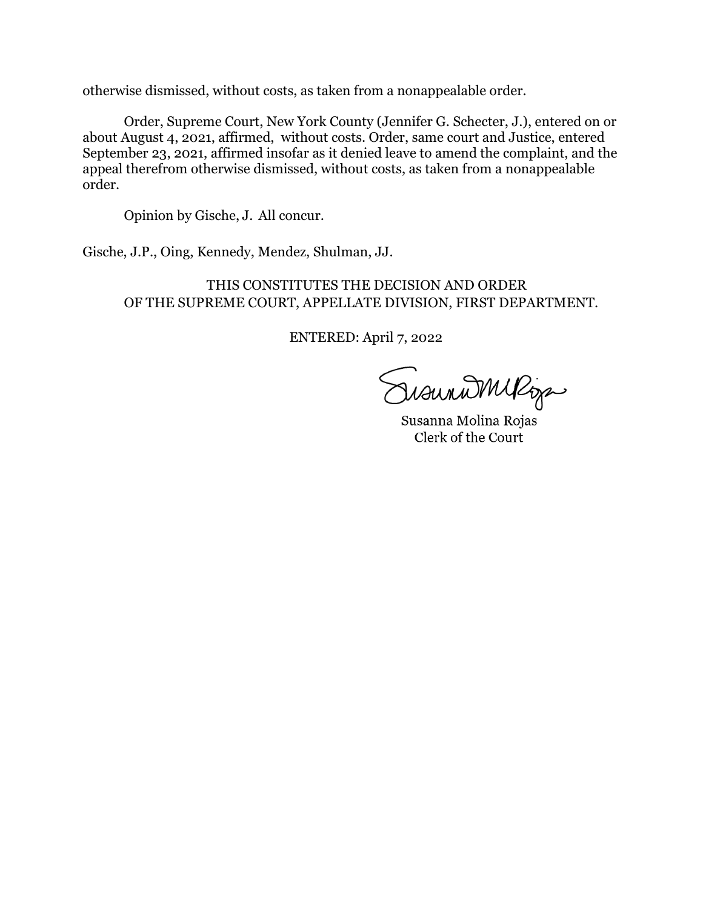otherwise dismissed, without costs, as taken from a nonappealable order.

Order, Supreme Court, New York County (Jennifer G. Schecter, J.), entered on or about August 4, 2021, affirmed, without costs. Order, same court and Justice, entered September 23, 2021, affirmed insofar as it denied leave to amend the complaint, and the appeal therefrom otherwise dismissed, without costs, as taken from a nonappealable order.

Opinion by Gische, J. All concur.

Gische, J.P., Oing, Kennedy, Mendez, Shulman, JJ.

THIS CONSTITUTES THE DECISION AND ORDER
OF THE SUPREME COURT, APPELLATE DIVISION, FIRST DEPARTMENT.

ENTERED: April 7, 2022

Susanna Molina Rojas
Clerk of the Court